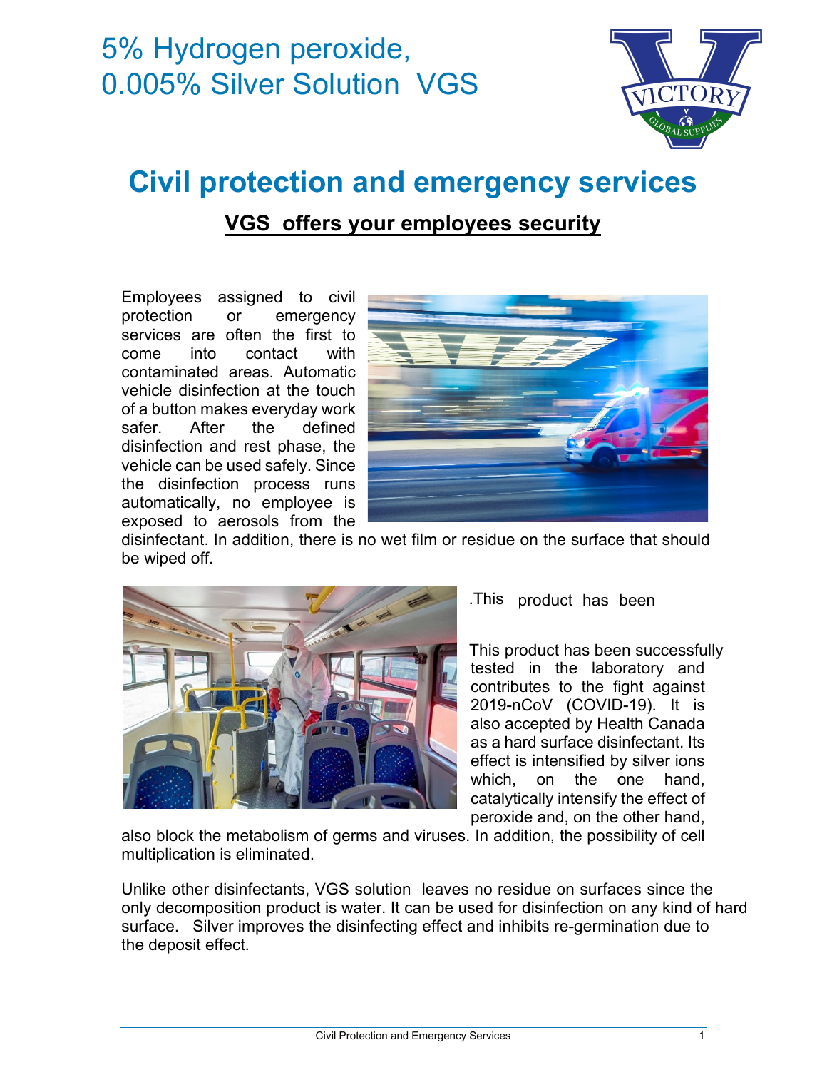# 5% Hydrogen peroxide, 0.005% Silver Solution VGS

## Civil protection and emergency services

### VGS offers your employees security

Employees assigned to civil protection or emergency services are often the first to come into contact with contaminated areas. Automatic vehicle disinfection at the touch of a button makes everyday work safer. After the defined disinfection and rest phase, the vehicle can be used safely. Since the disinfection process runs automatically, no employee is exposed to aerosols from the disinfectant. In addition, there is no wet film or residue on the surface that should be wiped off.

.This product has been

This product has been successfully tested in the laboratory and contributes to the fight against 2019-nCoV (COVID-19). It is also accepted by Health Canada as a hard surface disinfectant. Its effect is intensified by silver ions which, on the one hand, catalytically intensify the effect of peroxide and, on the other hand, also block the metabolism of germs and viruses. In addition, the possibility of cell multiplication is eliminated.

Unlike other disinfectants, VGS solution leaves no residue on surfaces since the only decomposition product is water. It can be used for disinfection on any kind of hard surface. Silver improves the disinfecting effect and inhibits re-germination due to the deposit effect.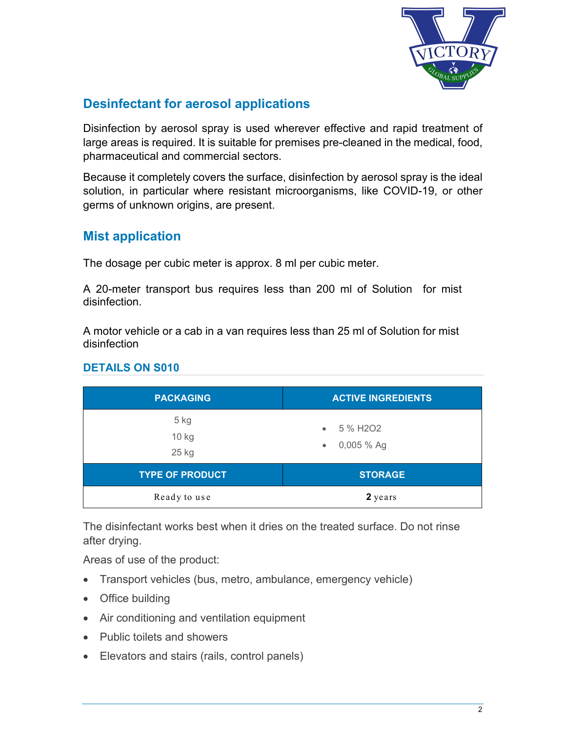## Desinfectant for aerosol applications

Disinfection by aerosol spray is used wherever effective and rapid treatment of large areas is required. It is suitable for premises pre-cleaned in the medical, food, pharmaceutical and commercial sectors.

Because it completely covers the surface, disinfection by aerosol spray is the ideal solution, in particular where resistant microorganisms, like COVID-19, or other germs of unknown origins, are present.

## Mist application

The dosage per cubic meter is approx. 8 ml per cubic meter.

A 20-meter transport bus requires less than 200 ml of Solution for mist disinfection.

A motor vehicle or a cab in a van requires less than 25 ml of Solution for mist disinfection

### DETAILS ON S010

| PACKAGING | ACTIVE INGREDIENTS |
|---|---|
| 5 kg<br>10 kg<br>25 kg | • 5 % $H_2O_2$<br>• 0,005 % Ag |
| **TYPE OF PRODUCT** | **STORAGE** |
| Ready to use | **2** years |

The disinfectant works best when it dries on the treated surface. Do not rinse after drying.

Areas of use of the product:

- Transport vehicles (bus, metro, ambulance, emergency vehicle)
- Office building
- Air conditioning and ventilation equipment
- Public toilets and showers
- Elevators and stairs (rails, control panels)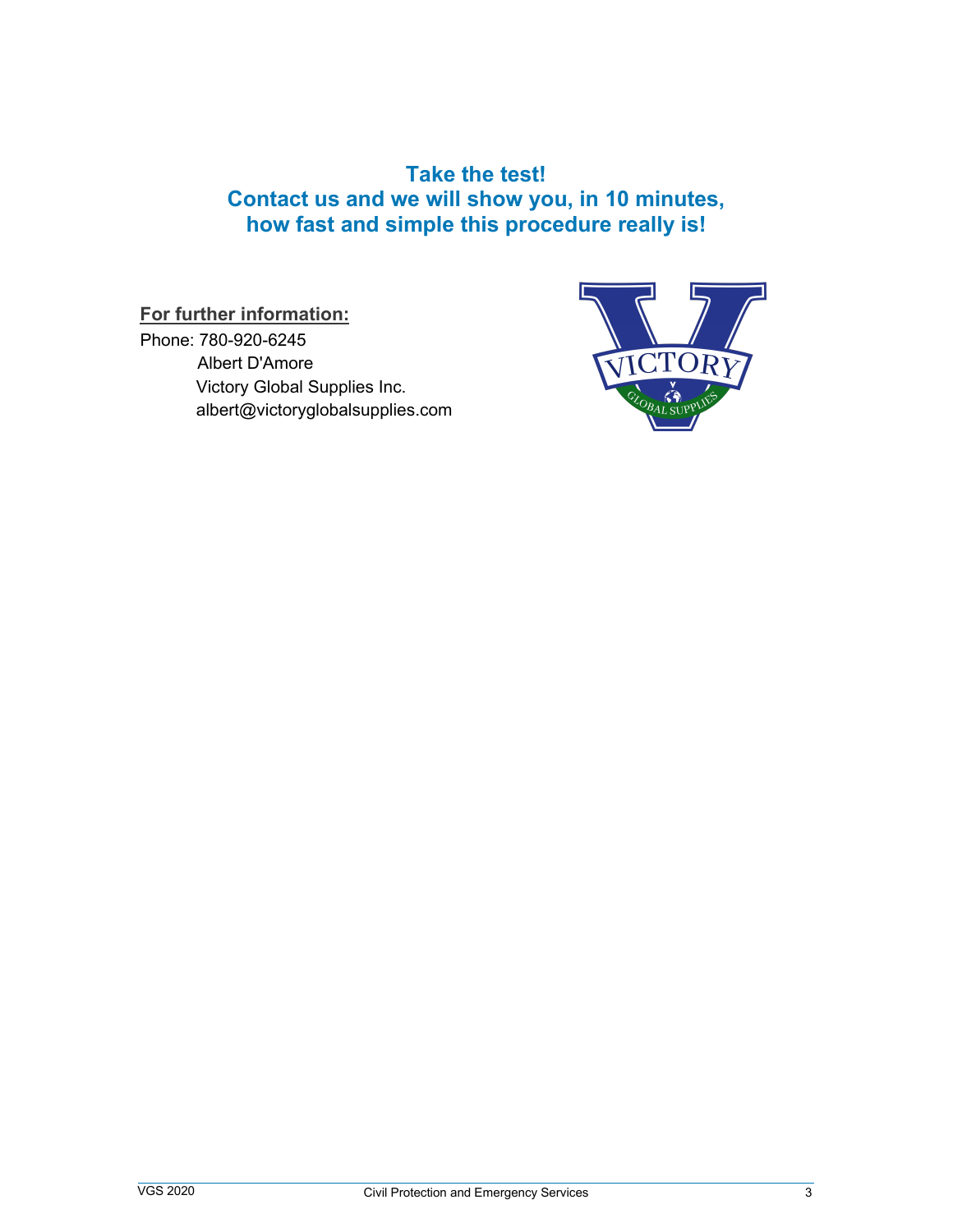**Take the test!**
**Contact us and we will show you, in 10 minutes, how fast and simple this procedure really is!**

**For further information:**

Phone: 780-920-6245
Albert D'Amore
Victory Global Supplies Inc.
albert@victoryglobalsupplies.com